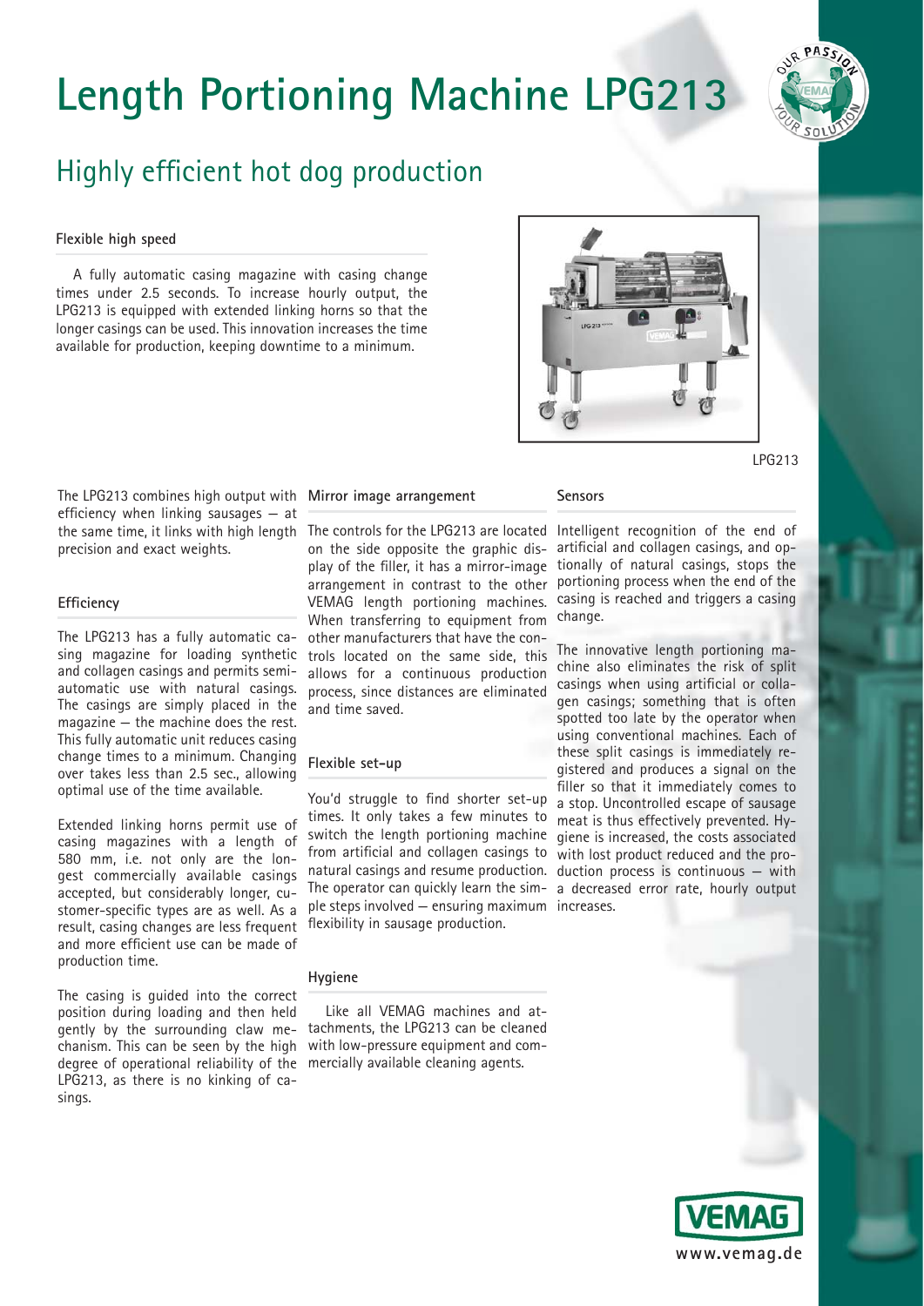# Length Portioning Machine LPG213

## Highly efficient hot dog production

### Flexible high speed

A fully automatic casing magazine with casing change times under 2.5 seconds. To increase hourly output, the LPG213 is equipped with extended linking horns so that the longer casings can be used. This innovation increases the time available for production, keeping downtime to a minimum.

LPG213

The LPG213 combines high output with efficiency when linking sausages – at the same time, it links with high length precision and exact weights.

### Efficiency

The LPG213 has a fully automatic casing magazine for loading synthetic and collagen casings and permits semi-automatic use with natural casings. The casings are simply placed in the magazine – the machine does the rest. This fully automatic unit reduces casing change times to a minimum. Changing over takes less than 2.5 sec., allowing optimal use of the time available.

Extended linking horns permit use of casing magazines with a length of 580 mm, i.e. not only are the longest commercially available casings accepted, but considerably longer, customer-specific types are as well. As a result, casing changes are less frequent and more efficient use can be made of production time.

The casing is guided into the correct position during loading and then held gently by the surrounding claw mechanism. This can be seen by the high degree of operational reliability of the LPG213, as there is no kinking of casings.

### Mirror image arrangement

The controls for the LPG213 are located on the side opposite the graphic display of the filler, it has a mirror-image arrangement in contrast to the other VEMAG length portioning machines. When transferring to equipment from other manufacturers that have the controls located on the same side, this allows for a continuous production process, since distances are eliminated and time saved.

### Flexible set-up

You'd struggle to find shorter set-up times. It only takes a few minutes to switch the length portioning machine from artificial and collagen casings to natural casings and resume production. The operator can quickly learn the simple steps involved – ensuring maximum flexibility in sausage production.

### Hygiene

Like all VEMAG machines and attachments, the LPG213 can be cleaned with low-pressure equipment and commercially available cleaning agents.

### Sensors

Intelligent recognition of the end of artificial and collagen casings, and optionally of natural casings, stops the portioning process when the end of the casing is reached and triggers a casing change.

The innovative length portioning machine also eliminates the risk of split casings when using artificial or collagen casings; something that is often spotted too late by the operator when using conventional machines. Each of these split casings is immediately registered and produces a signal on the filler so that it immediately comes to a stop. Uncontrolled escape of sausage meat is thus effectively prevented. Hygiene is increased, the costs associated with lost product reduced and the production process is continuous – with a decreased error rate, hourly output increases.

www.vemag.de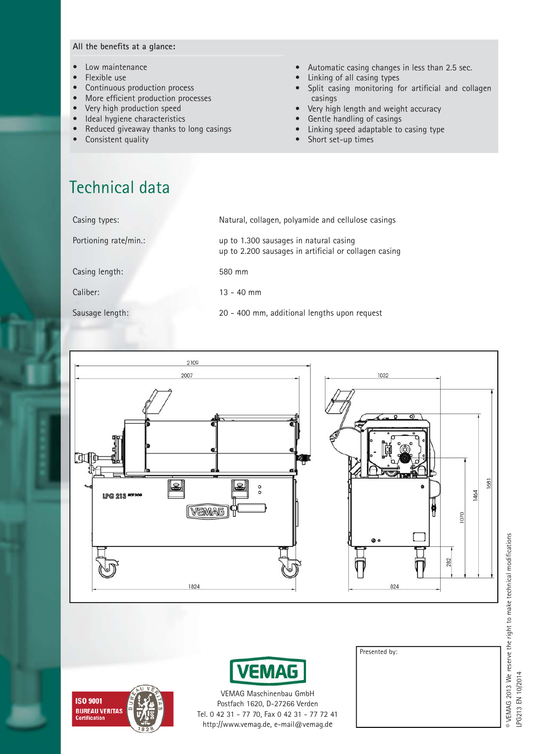**All the benefits at a glance:**

- Low maintenance
- Flexible use
- Continuous production process
- More efficient production processes
- Very high production speed
- Ideal hygiene characteristics
- Reduced giveaway thanks to long casings
- Consistent quality
- Automatic casing changes in less than 2.5 sec.
- Linking of all casing types
- Split casing monitoring for artificial and collagen casings
- Very high length and weight accuracy
- Gentle handling of casings
- Linking speed adaptable to casing type
- Short set-up times

# Technical data

| | |
|---|---|
| Casing types: | Natural, collagen, polyamide and cellulose casings |
| Portioning rate/min.: | up to 1.300 sausages in natural casing<br>up to 2.200 sausages in artificial or collagen casing |
| Casing length: | 580 mm |
| Caliber: | 13 - 40 mm |
| Sausage length: | 20 - 400 mm, additional lengths upon request |

2109
2007
LPG 213 HOT DOG
VEMAG
1824
1032
1681
1464
1070
282
824

ISO 9001
BUREAU VERITAS
Certification

VEMAG

VEMAG Maschinenbau GmbH
Postfach 1620, D-27266 Verden
Tel. 0 42 31 - 77 70, Fax 0 42 31 - 77 72 41
http://www.vemag.de, e-mail@vemag.de

Presented by:

© VEMAG 2013 We reserve the right to make technical modifications
LPG213 EN 10/2014